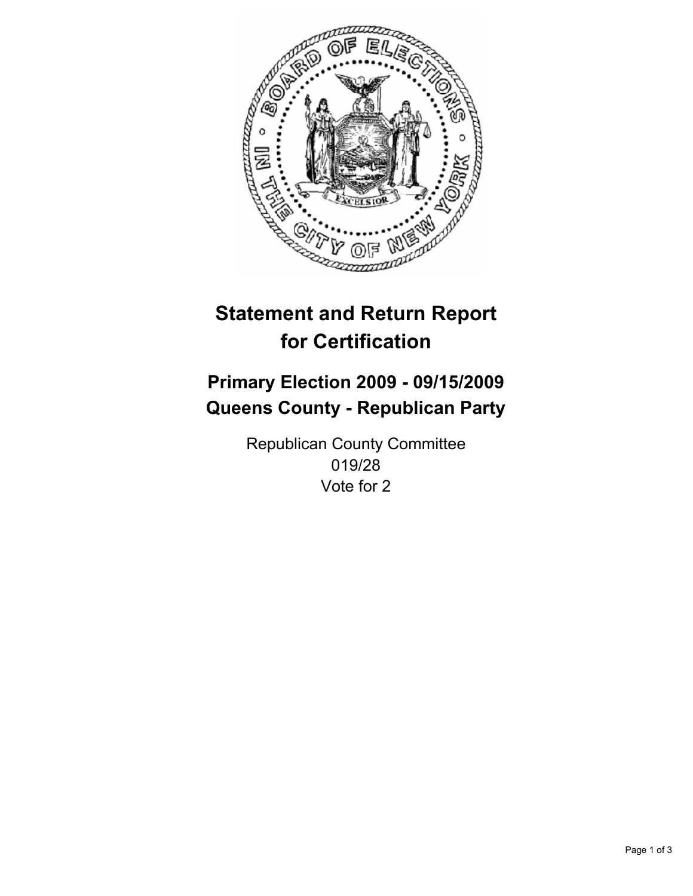# Statement and Return Report for Certification

## Primary Election 2009 - 09/15/2009
## Queens County - Republican Party

Republican County Committee
019/28
Vote for 2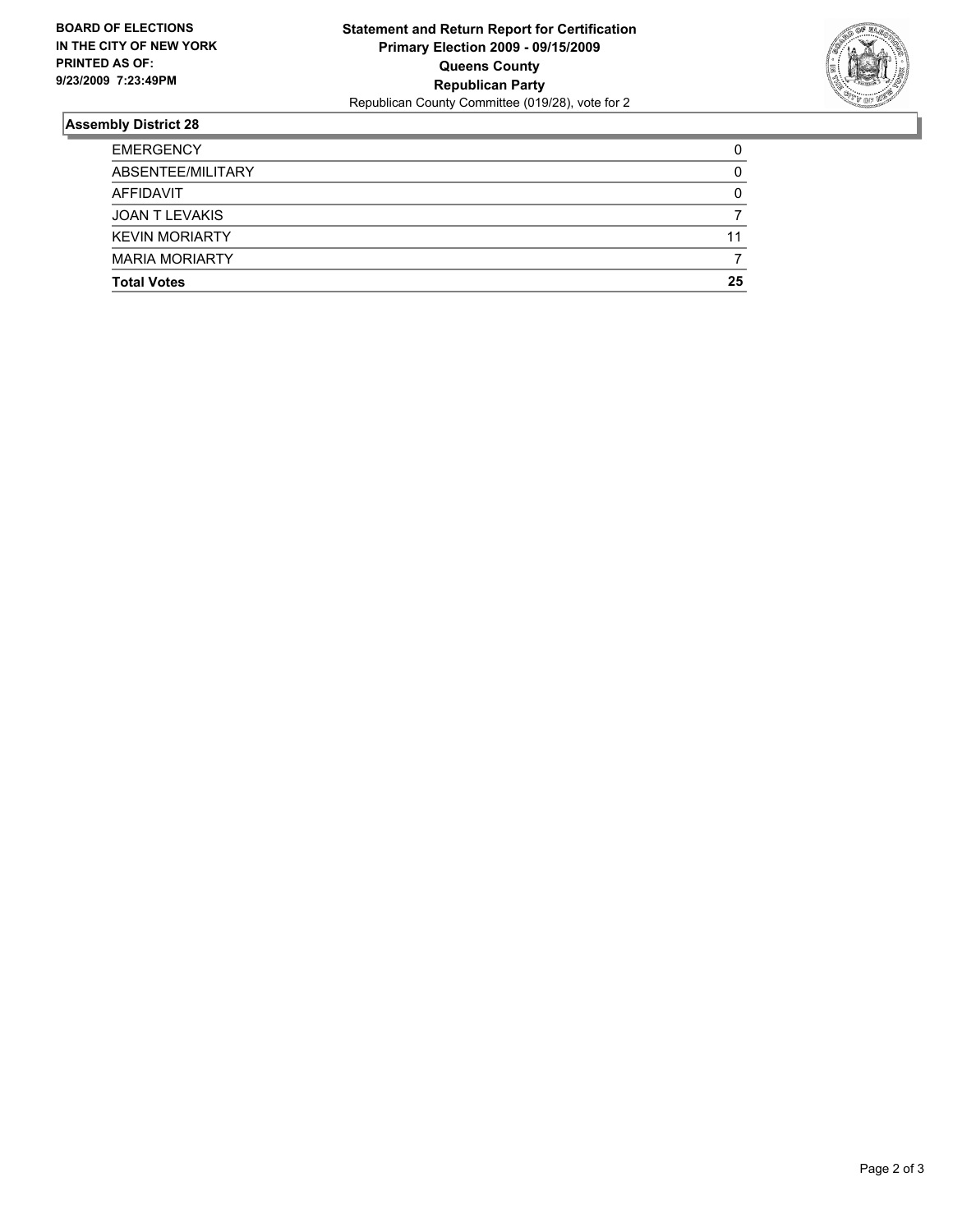**BOARD OF ELECTIONS IN THE CITY OF NEW YORK PRINTED AS OF: 9/23/2009 7:23:49PM**

**Statement and Return Report for Certification**
**Primary Election 2009 - 09/15/2009**
**Queens County**
**Republican Party**
Republican County Committee (019/28), vote for 2

## Assembly District 28

| | |
|---|---|
| EMERGENCY | 0 |
| ABSENTEE/MILITARY | 0 |
| AFFIDAVIT | 0 |
| JOAN T LEVAKIS | 7 |
| KEVIN MORIARTY | 11 |
| MARIA MORIARTY | 7 |
| **Total Votes** | **25** |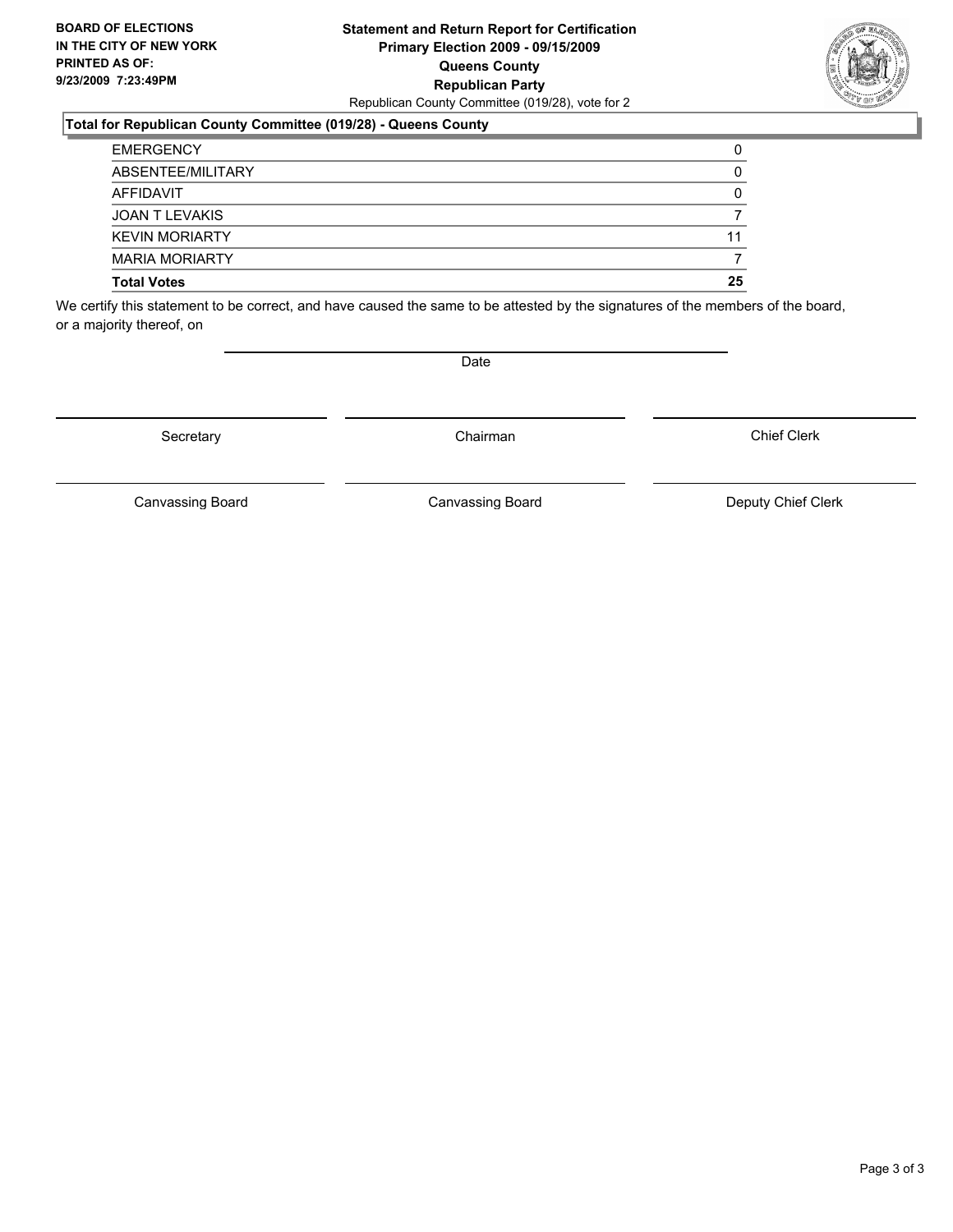**BOARD OF ELECTIONS IN THE CITY OF NEW YORK PRINTED AS OF: 9/23/2009 7:23:49PM**

**Statement and Return Report for Certification**
**Primary Election 2009 - 09/15/2009**
**Queens County**
**Republican Party**
Republican County Committee (019/28), vote for 2

### Total for Republican County Committee (019/28) - Queens County

| | |
|---|---|
| EMERGENCY | 0 |
| ABSENTEE/MILITARY | 0 |
| AFFIDAVIT | 0 |
| JOAN T LEVAKIS | 7 |
| KEVIN MORIARTY | 11 |
| MARIA MORIARTY | 7 |
| **Total Votes** | **25** |

We certify this statement to be correct, and have caused the same to be attested by the signatures of the members of the board, or a majority thereof, on

Date

Secretary

Chairman

Chief Clerk

Canvassing Board

Canvassing Board

Deputy Chief Clerk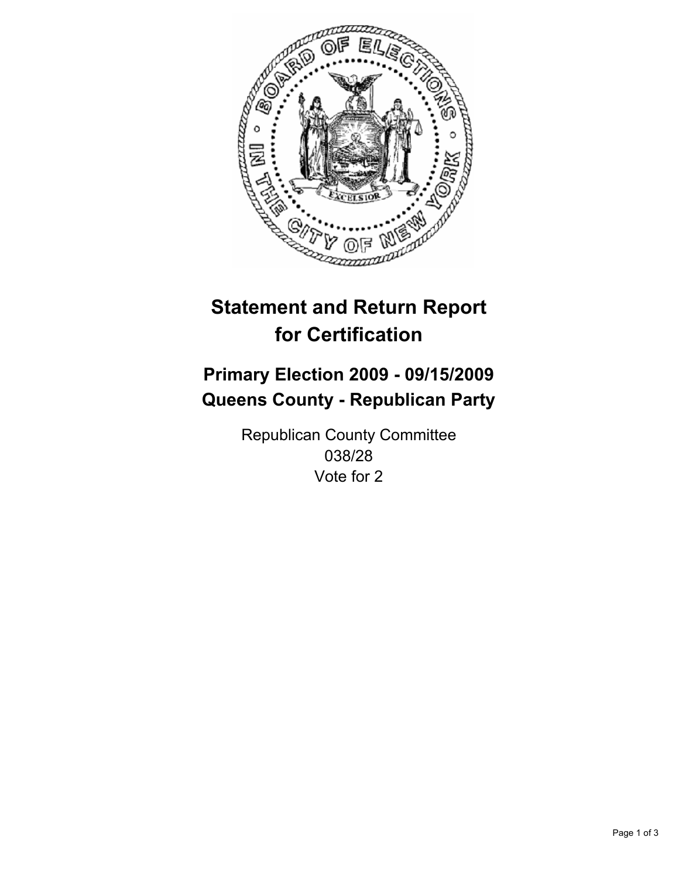# Statement and Return Report for Certification

## Primary Election 2009 - 09/15/2009
## Queens County - Republican Party

Republican County Committee
038/28
Vote for 2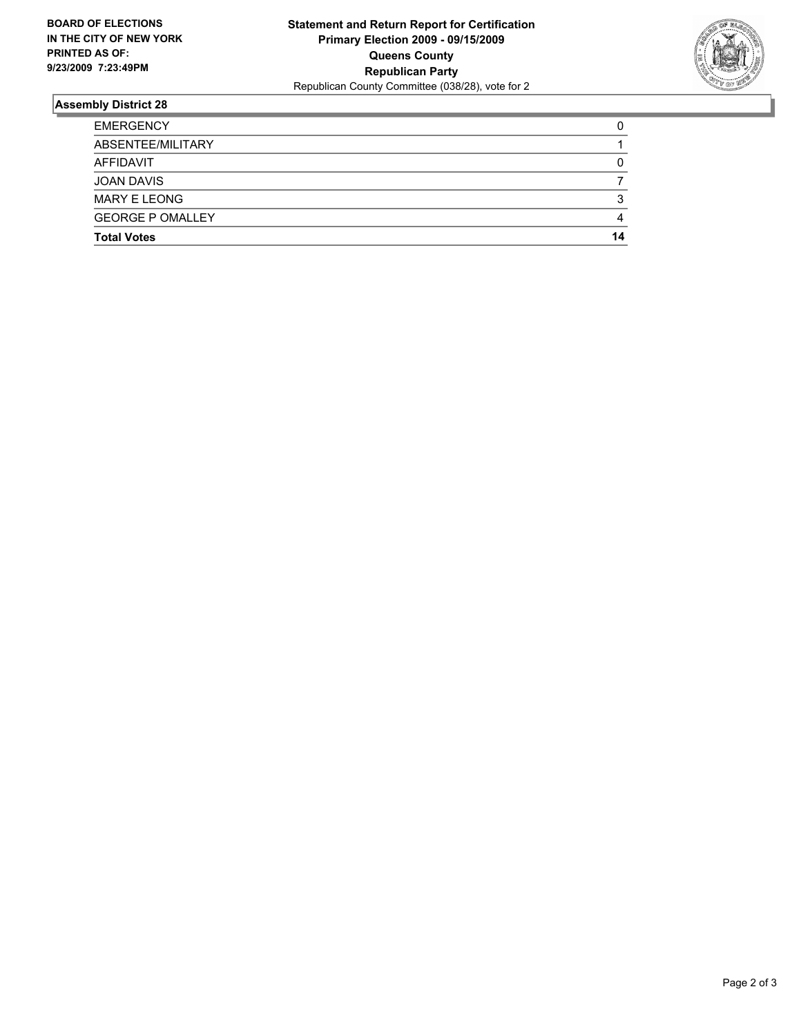**BOARD OF ELECTIONS IN THE CITY OF NEW YORK PRINTED AS OF: 9/23/2009 7:23:49PM**

**Statement and Return Report for Certification**
**Primary Election 2009 - 09/15/2009**
**Queens County**
**Republican Party**
Republican County Committee (038/28), vote for 2

## Assembly District 28

| | |
|---|---|
| EMERGENCY | 0 |
| ABSENTEE/MILITARY | 1 |
| AFFIDAVIT | 0 |
| JOAN DAVIS | 7 |
| MARY E LEONG | 3 |
| GEORGE P OMALLEY | 4 |
| **Total Votes** | **14** |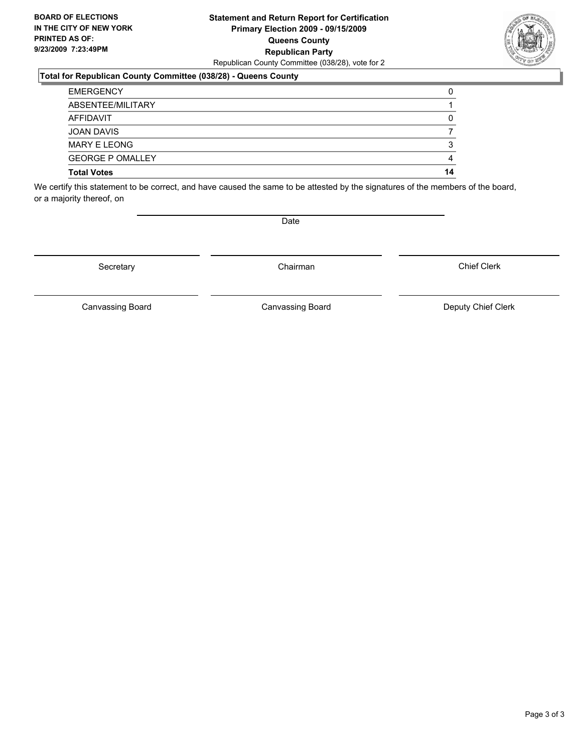**BOARD OF ELECTIONS IN THE CITY OF NEW YORK PRINTED AS OF: 9/23/2009 7:23:49PM**

**Statement and Return Report for Certification**
**Primary Election 2009 - 09/15/2009**
**Queens County**
**Republican Party**
Republican County Committee (038/28), vote for 2

### Total for Republican County Committee (038/28) - Queens County

| | |
|---|---|
| EMERGENCY | 0 |
| ABSENTEE/MILITARY | 1 |
| AFFIDAVIT | 0 |
| JOAN DAVIS | 7 |
| MARY E LEONG | 3 |
| GEORGE P OMALLEY | 4 |
| **Total Votes** | **14** |

We certify this statement to be correct, and have caused the same to be attested by the signatures of the members of the board, or a majority thereof, on

Date

Secretary | Chairman | Chief Clerk

Canvassing Board | Canvassing Board | Deputy Chief Clerk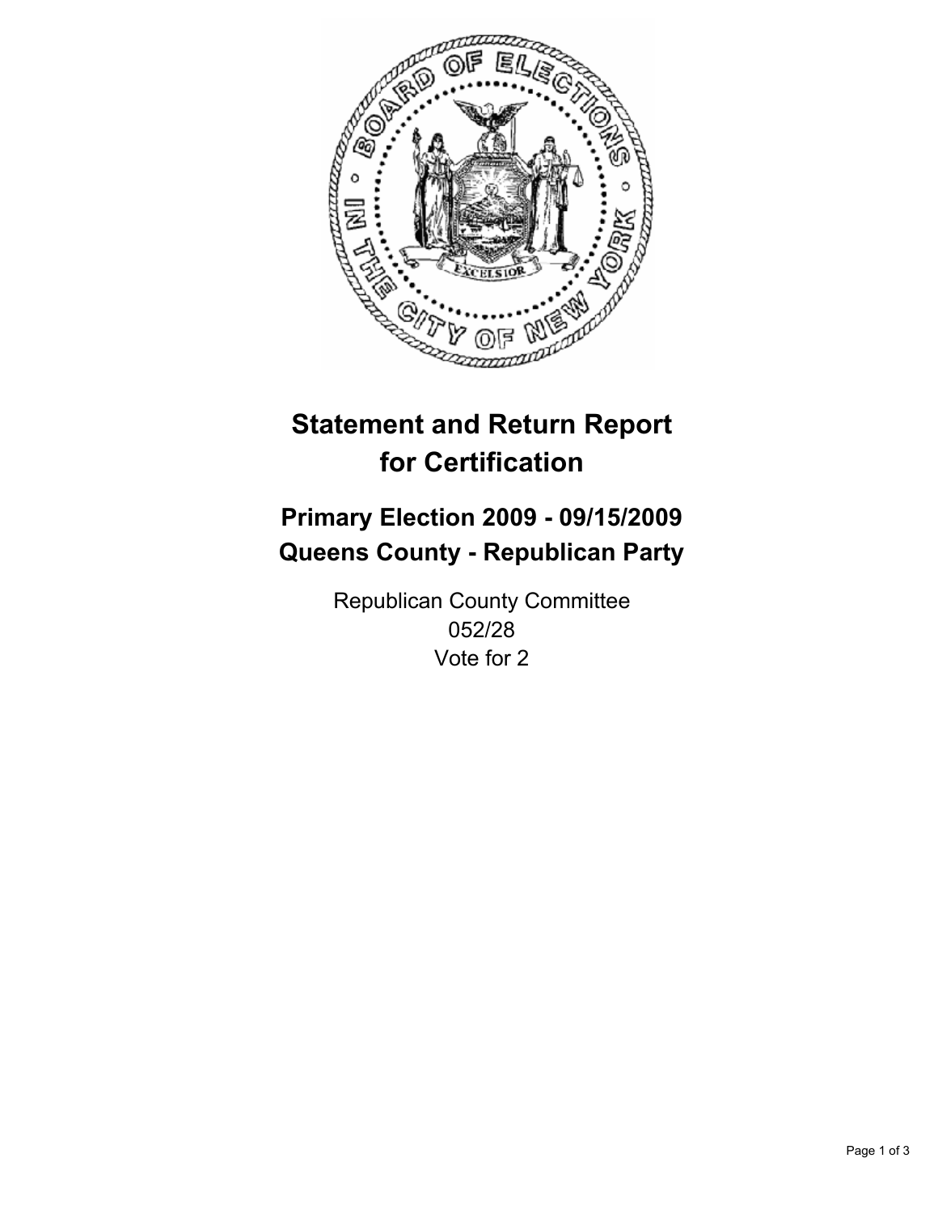# Statement and Return Report for Certification

## Primary Election 2009 - 09/15/2009
## Queens County - Republican Party

Republican County Committee
052/28
Vote for 2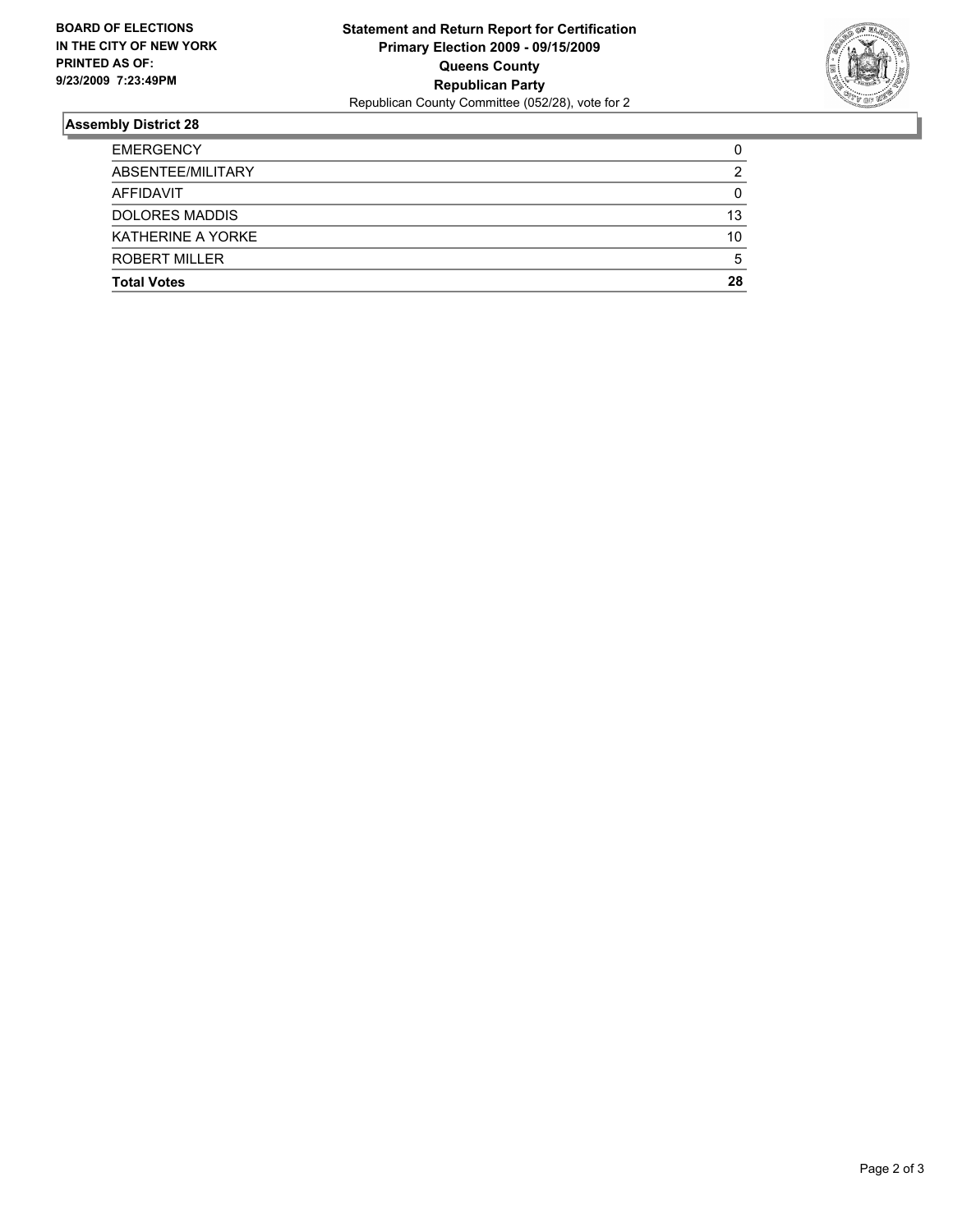**BOARD OF ELECTIONS IN THE CITY OF NEW YORK PRINTED AS OF: 9/23/2009 7:23:49PM**

**Statement and Return Report for Certification**
**Primary Election 2009 - 09/15/2009**
**Queens County**
**Republican Party**
Republican County Committee (052/28), vote for 2

## Assembly District 28

| | |
|---|---|
| EMERGENCY | 0 |
| ABSENTEE/MILITARY | 2 |
| AFFIDAVIT | 0 |
| DOLORES MADDIS | 13 |
| KATHERINE A YORKE | 10 |
| ROBERT MILLER | 5 |
| **Total Votes** | **28** |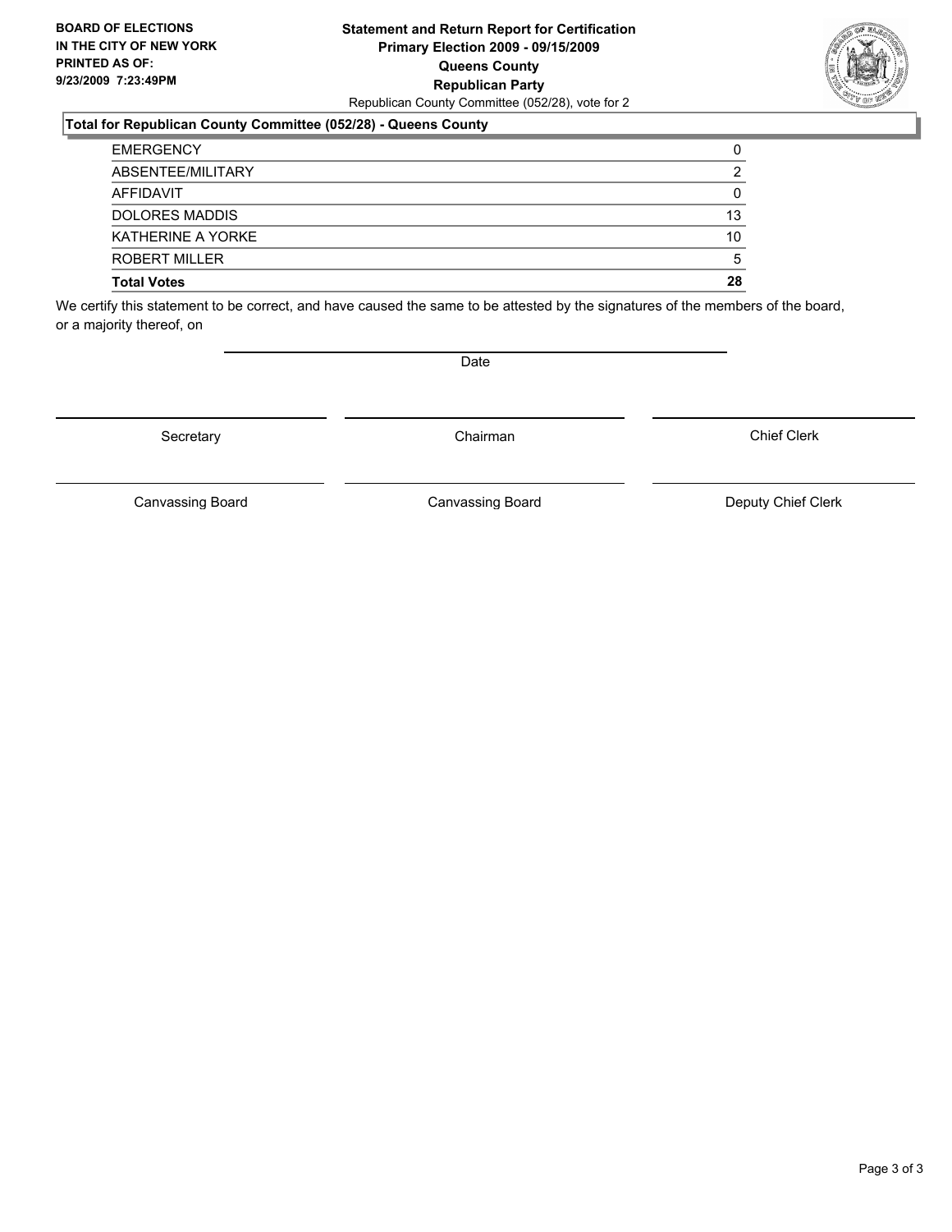**BOARD OF ELECTIONS IN THE CITY OF NEW YORK PRINTED AS OF: 9/23/2009 7:23:49PM**

**Statement and Return Report for Certification**
**Primary Election 2009 - 09/15/2009**
**Queens County**
**Republican Party**
Republican County Committee (052/28), vote for 2

### Total for Republican County Committee (052/28) - Queens County

| | |
|---|---|
| EMERGENCY | 0 |
| ABSENTEE/MILITARY | 2 |
| AFFIDAVIT | 0 |
| DOLORES MADDIS | 13 |
| KATHERINE A YORKE | 10 |
| ROBERT MILLER | 5 |
| **Total Votes** | **28** |

We certify this statement to be correct, and have caused the same to be attested by the signatures of the members of the board, or a majority thereof, on

Date

| | | |
|---|---|---|
| Secretary | Chairman | Chief Clerk |
| Canvassing Board | Canvassing Board | Deputy Chief Clerk |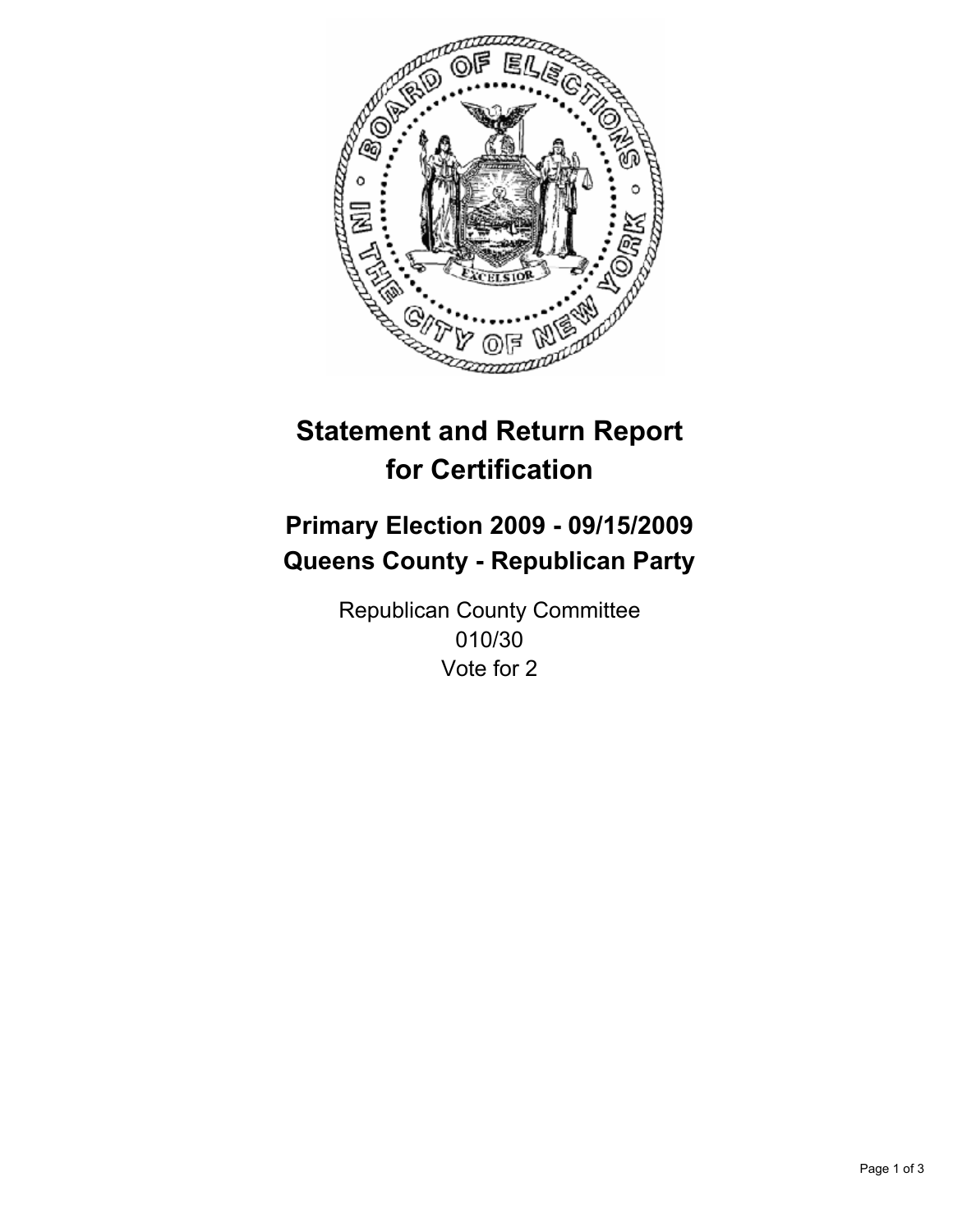# Statement and Return Report for Certification

## Primary Election 2009 - 09/15/2009
## Queens County - Republican Party

Republican County Committee
010/30
Vote for 2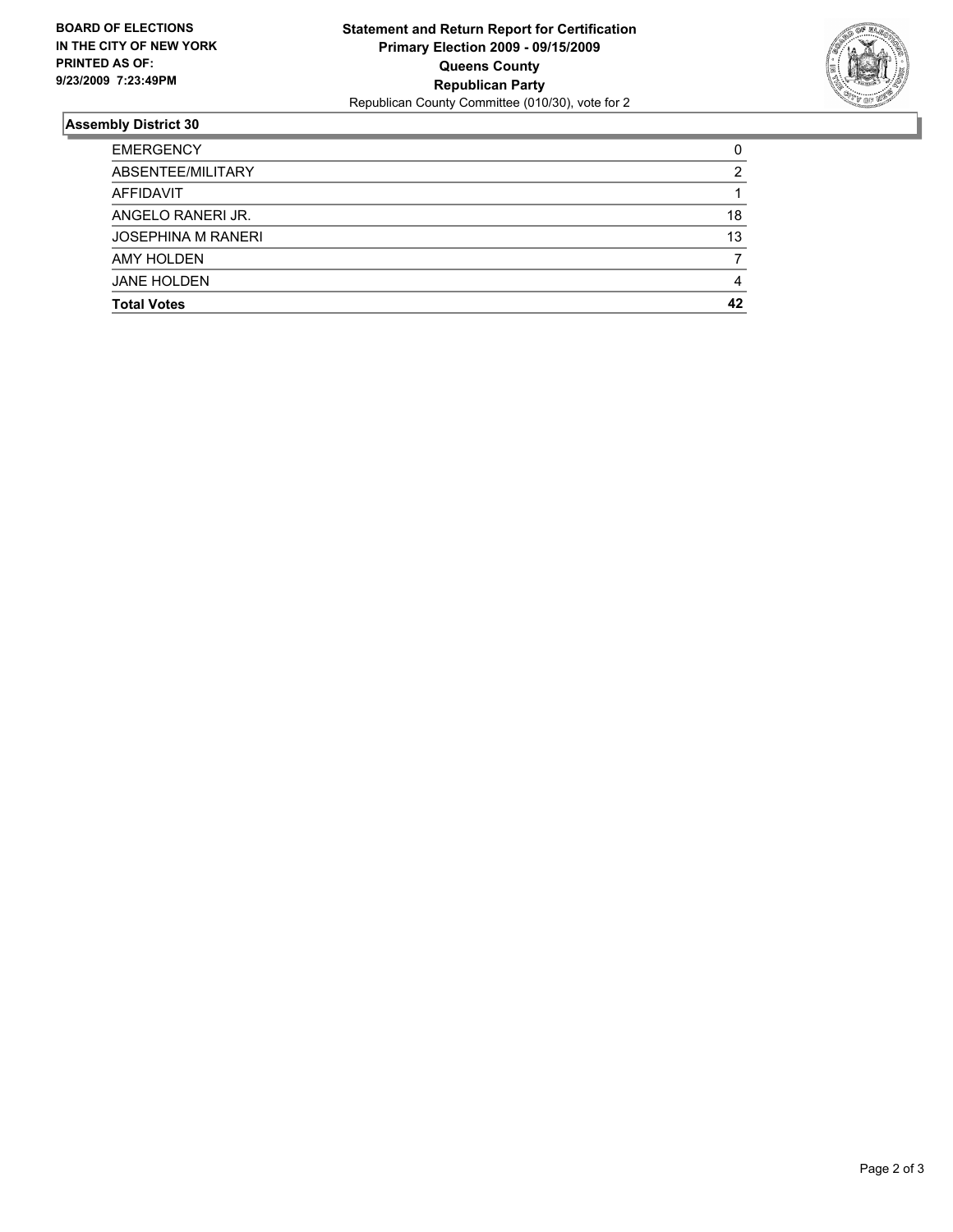**BOARD OF ELECTIONS IN THE CITY OF NEW YORK PRINTED AS OF: 9/23/2009 7:23:49PM**

**Statement and Return Report for Certification**
**Primary Election 2009 - 09/15/2009**
**Queens County**
**Republican Party**
Republican County Committee (010/30), vote for 2

## Assembly District 30

| | |
|---|---|
| EMERGENCY | 0 |
| ABSENTEE/MILITARY | 2 |
| AFFIDAVIT | 1 |
| ANGELO RANERI JR. | 18 |
| JOSEPHINA M RANERI | 13 |
| AMY HOLDEN | 7 |
| JANE HOLDEN | 4 |
| **Total Votes** | **42** |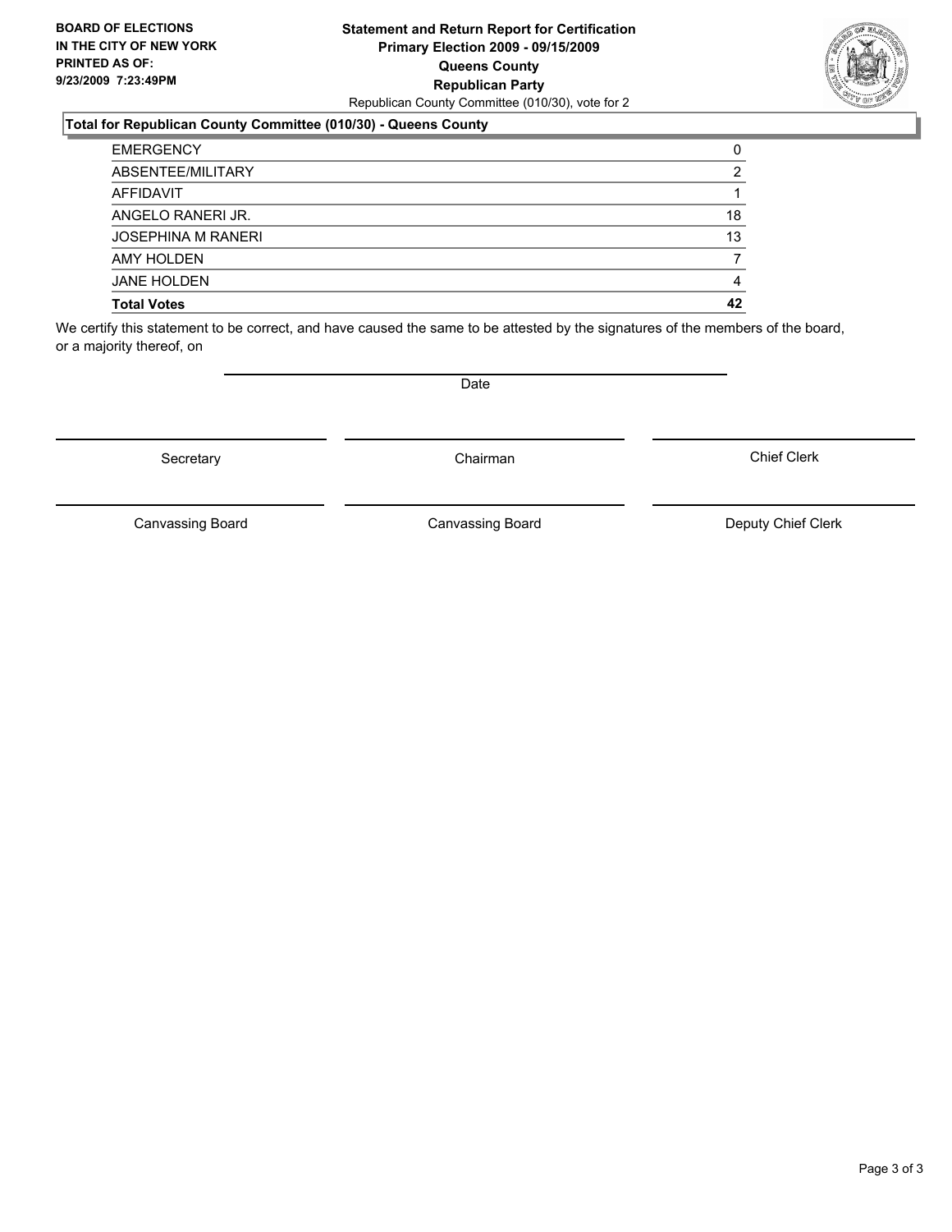**BOARD OF ELECTIONS IN THE CITY OF NEW YORK PRINTED AS OF: 9/23/2009 7:23:49PM**

**Statement and Return Report for Certification**
**Primary Election 2009 - 09/15/2009**
**Queens County**
**Republican Party**
Republican County Committee (010/30), vote for 2

### Total for Republican County Committee (010/30) - Queens County

| | |
|---|---|
| EMERGENCY | 0 |
| ABSENTEE/MILITARY | 2 |
| AFFIDAVIT | 1 |
| ANGELO RANERI JR. | 18 |
| JOSEPHINA M RANERI | 13 |
| AMY HOLDEN | 7 |
| JANE HOLDEN | 4 |
| **Total Votes** | **42** |

We certify this statement to be correct, and have caused the same to be attested by the signatures of the members of the board, or a majority thereof, on

Date

Secretary

Chairman

Chief Clerk

Canvassing Board

Canvassing Board

Deputy Chief Clerk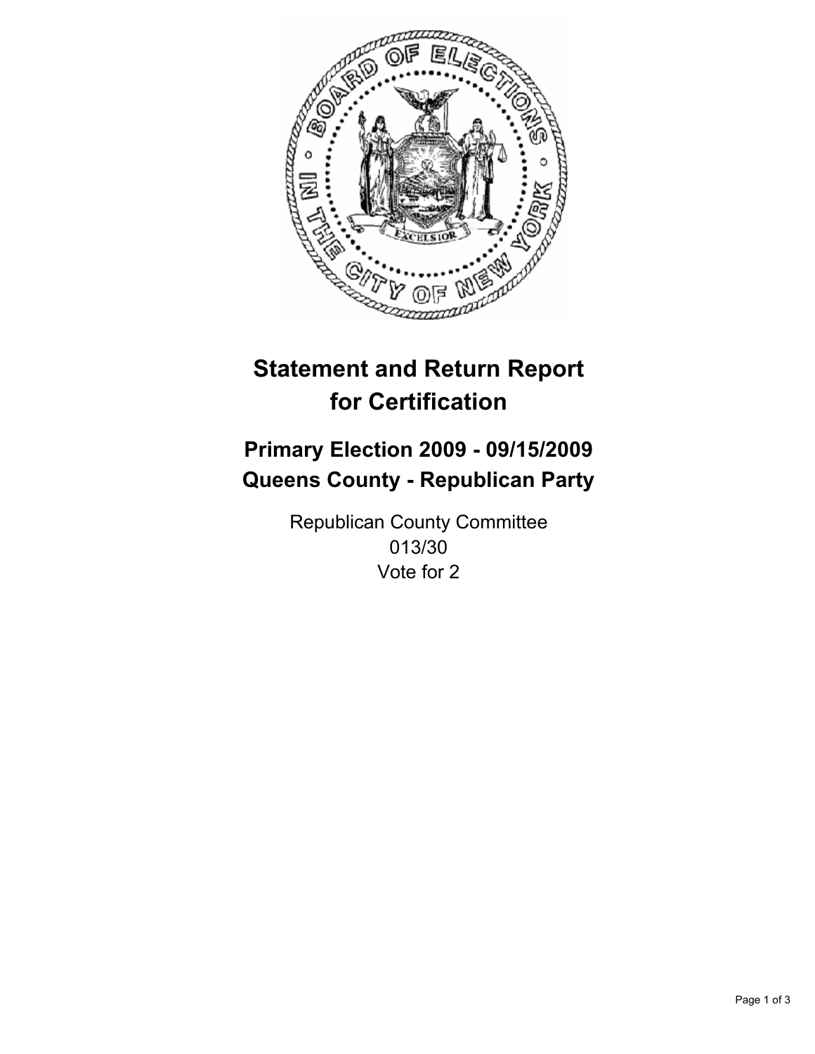# Statement and Return Report for Certification

## Primary Election 2009 - 09/15/2009
## Queens County - Republican Party

Republican County Committee
013/30
Vote for 2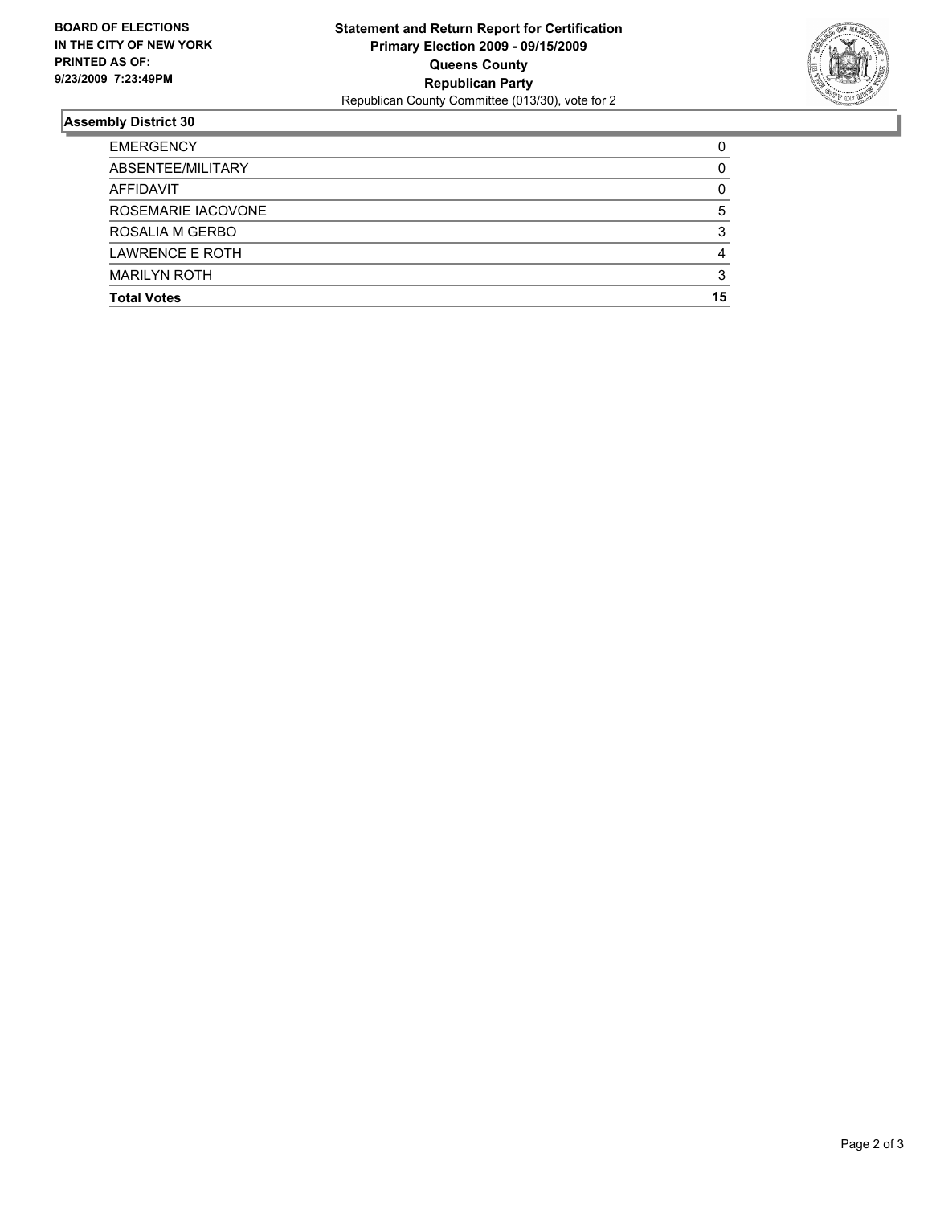**BOARD OF ELECTIONS**
**IN THE CITY OF NEW YORK**
**PRINTED AS OF:**
**9/23/2009 7:23:49PM**

**Statement and Return Report for Certification**
**Primary Election 2009 - 09/15/2009**
**Queens County**
**Republican Party**
Republican County Committee (013/30), vote for 2

### Assembly District 30

| | |
|---|---|
| EMERGENCY | 0 |
| ABSENTEE/MILITARY | 0 |
| AFFIDAVIT | 0 |
| ROSEMARIE IACOVONE | 5 |
| ROSALIA M GERBO | 3 |
| LAWRENCE E ROTH | 4 |
| MARILYN ROTH | 3 |
| **Total Votes** | **15** |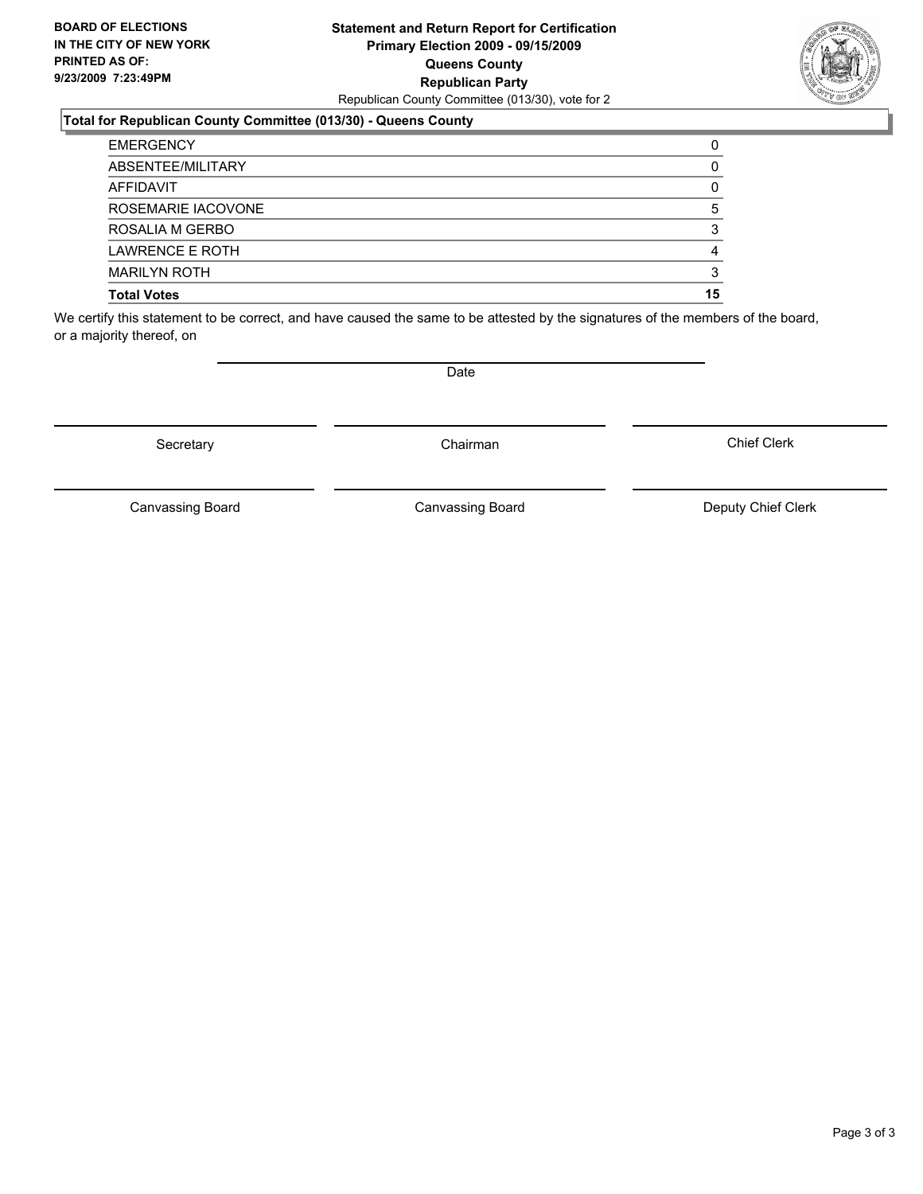**BOARD OF ELECTIONS IN THE CITY OF NEW YORK PRINTED AS OF: 9/23/2009 7:23:49PM**

**Statement and Return Report for Certification**
**Primary Election 2009 - 09/15/2009**
**Queens County**
**Republican Party**
Republican County Committee (013/30), vote for 2

**Total for Republican County Committee (013/30) - Queens County**

| | |
|---|---|
| EMERGENCY | 0 |
| ABSENTEE/MILITARY | 0 |
| AFFIDAVIT | 0 |
| ROSEMARIE IACOVONE | 5 |
| ROSALIA M GERBO | 3 |
| LAWRENCE E ROTH | 4 |
| MARILYN ROTH | 3 |
| **Total Votes** | **15** |

We certify this statement to be correct, and have caused the same to be attested by the signatures of the members of the board, or a majority thereof, on

Date

Secretary

Chairman

Chief Clerk

Canvassing Board

Canvassing Board

Deputy Chief Clerk